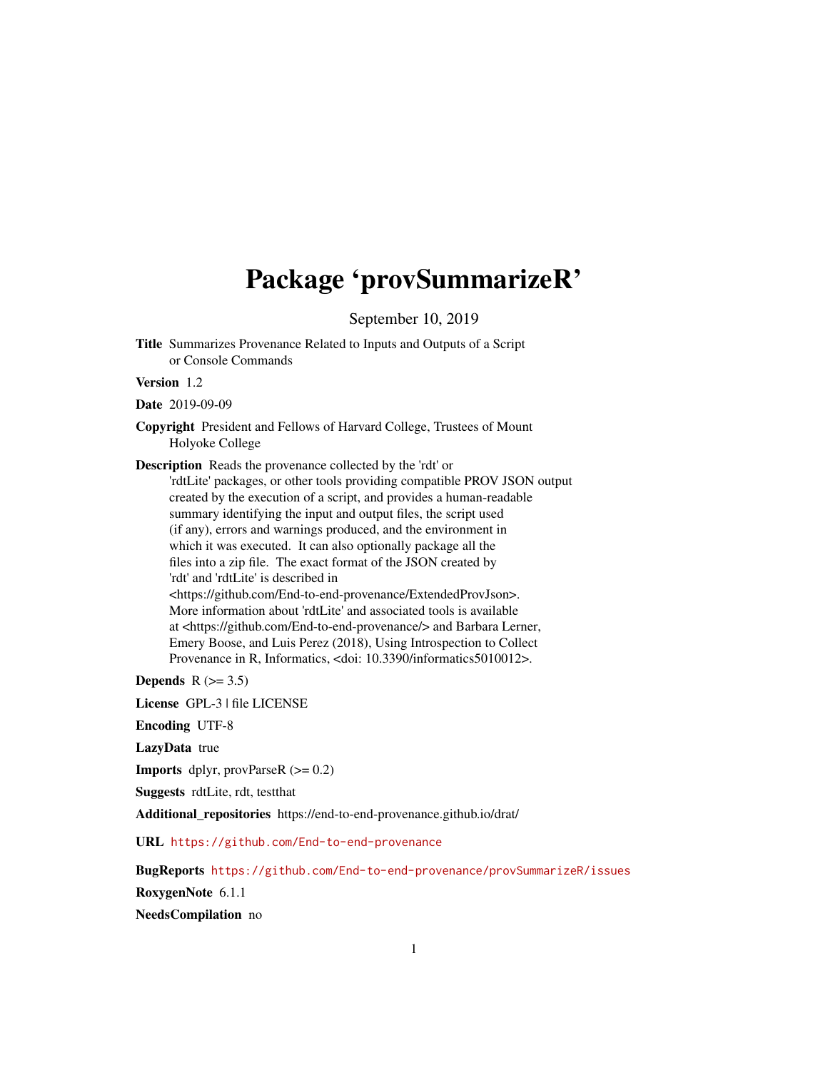# Package 'provSummarizeR'

September 10, 2019

**Title** Summarizes Provenance Related to Inputs and Outputs of a Script or Console Commands

**Version** 1.2

**Date** 2019-09-09

**Copyright** President and Fellows of Harvard College, Trustees of Mount Holyoke College

**Description** Reads the provenance collected by the 'rdt' or 'rdtLite' packages, or other tools providing compatible PROV JSON output created by the execution of a script, and provides a human-readable summary identifying the input and output files, the script used (if any), errors and warnings produced, and the environment in which it was executed. It can also optionally package all the files into a zip file. The exact format of the JSON created by 'rdt' and 'rdtLite' is described in <https://github.com/End-to-end-provenance/ExtendedProvJson>. More information about 'rdtLite' and associated tools is available at <https://github.com/End-to-end-provenance/> and Barbara Lerner, Emery Boose, and Luis Perez (2018), Using Introspection to Collect Provenance in R, Informatics, <doi: 10.3390/informatics5010012>.

**Depends** R (>= 3.5)

**License** GPL-3 | file LICENSE

**Encoding** UTF-8

**LazyData** true

**Imports** dplyr, provParseR (>= 0.2)

**Suggests** rdtLite, rdt, testthat

**Additional_repositories** https://end-to-end-provenance.github.io/drat/

**URL** https://github.com/End-to-end-provenance

**BugReports** https://github.com/End-to-end-provenance/provSummarizeR/issues

**RoxygenNote** 6.1.1

**NeedsCompilation** no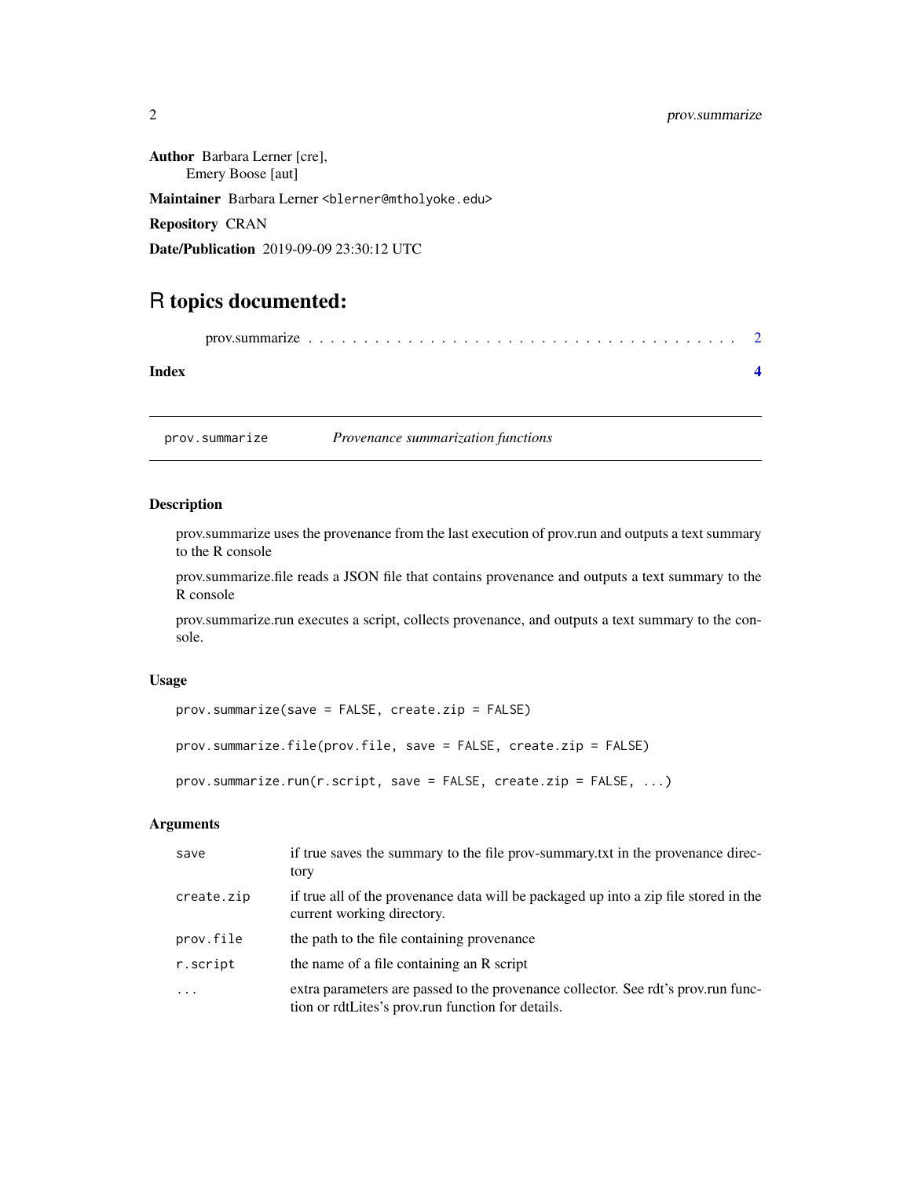**Author** Barbara Lerner [cre],
Emery Boose [aut]

**Maintainer** Barbara Lerner <blerner@mtholyoke.edu>

**Repository** CRAN

**Date/Publication** 2019-09-09 23:30:12 UTC

# R topics documented:

prov.summarize . . . . . . . . . . . . . . . . . . . . . . . . . . . . . . . . . . . . . . . 2

**Index** **4**

---

## prov.summarize — *Provenance summarization functions*

---

### Description

prov.summarize uses the provenance from the last execution of prov.run and outputs a text summary to the R console

prov.summarize.file reads a JSON file that contains provenance and outputs a text summary to the R console

prov.summarize.run executes a script, collects provenance, and outputs a text summary to the console.

### Usage

```
prov.summarize(save = FALSE, create.zip = FALSE)

prov.summarize.file(prov.file, save = FALSE, create.zip = FALSE)

prov.summarize.run(r.script, save = FALSE, create.zip = FALSE, ...)
```

### Arguments

| | |
|---|---|
| save | if true saves the summary to the file prov-summary.txt in the provenance directory |
| create.zip | if true all of the provenance data will be packaged up into a zip file stored in the current working directory. |
| prov.file | the path to the file containing provenance |
| r.script | the name of a file containing an R script |
| ... | extra parameters are passed to the provenance collector. See rdt's prov.run function or rdtLites's prov.run function for details. |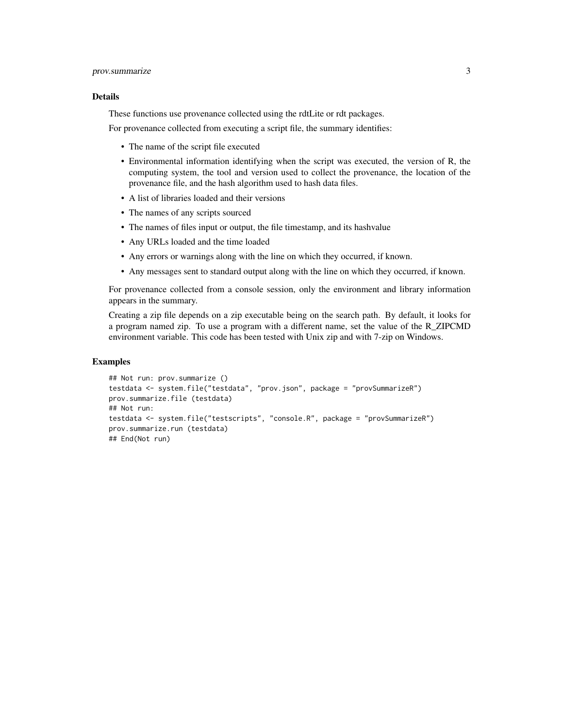## Details

These functions use provenance collected using the rdtLite or rdt packages.

For provenance collected from executing a script file, the summary identifies:

- The name of the script file executed
- Environmental information identifying when the script was executed, the version of R, the computing system, the tool and version used to collect the provenance, the location of the provenance file, and the hash algorithm used to hash data files.
- A list of libraries loaded and their versions
- The names of any scripts sourced
- The names of files input or output, the file timestamp, and its hashvalue
- Any URLs loaded and the time loaded
- Any errors or warnings along with the line on which they occurred, if known.
- Any messages sent to standard output along with the line on which they occurred, if known.

For provenance collected from a console session, only the environment and library information appears in the summary.

Creating a zip file depends on a zip executable being on the search path. By default, it looks for a program named zip. To use a program with a different name, set the value of the R_ZIPCMD environment variable. This code has been tested with Unix zip and with 7-zip on Windows.

## Examples

```
## Not run: prov.summarize ()
testdata <- system.file("testdata", "prov.json", package = "provSummarizeR")
prov.summarize.file (testdata)
## Not run:
testdata <- system.file("testscripts", "console.R", package = "provSummarizeR")
prov.summarize.run (testdata)
## End(Not run)
```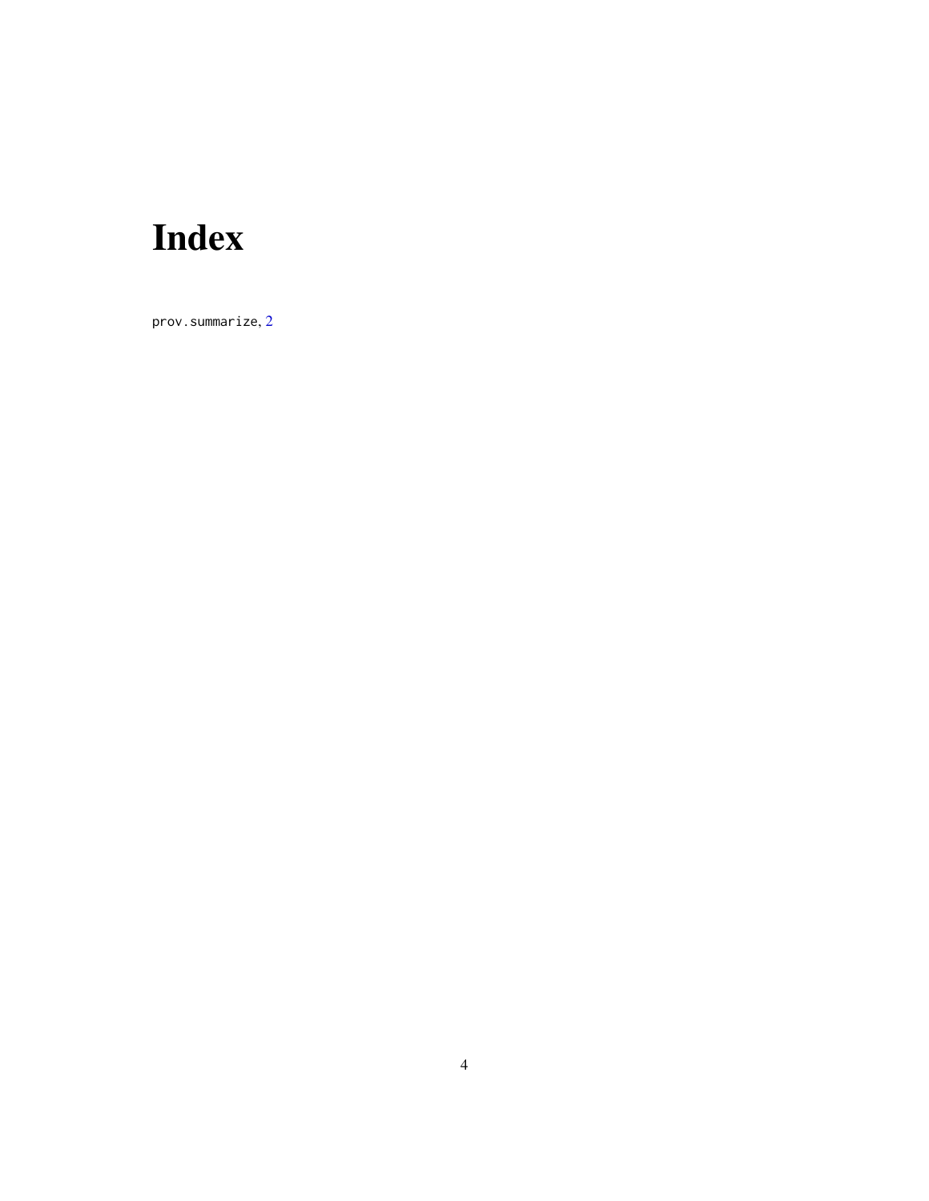# Index

prov.summarize, 2